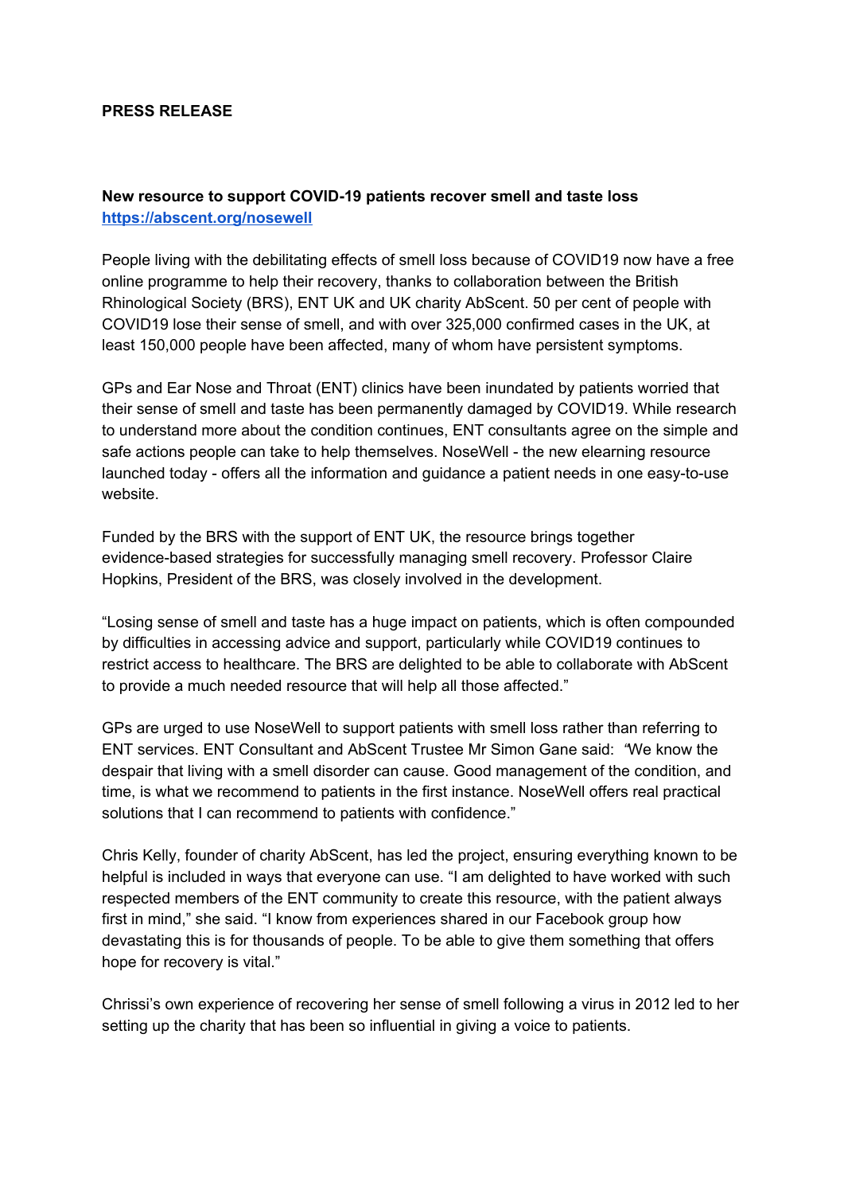**PRESS RELEASE**

**New resource to support COVID-19 patients recover smell and taste loss**
**https://abscent.org/nosewell**

People living with the debilitating effects of smell loss because of COVID19 now have a free online programme to help their recovery, thanks to collaboration between the British Rhinological Society (BRS), ENT UK and UK charity AbScent. 50 per cent of people with COVID19 lose their sense of smell, and with over 325,000 confirmed cases in the UK, at least 150,000 people have been affected, many of whom have persistent symptoms.

GPs and Ear Nose and Throat (ENT) clinics have been inundated by patients worried that their sense of smell and taste has been permanently damaged by COVID19. While research to understand more about the condition continues, ENT consultants agree on the simple and safe actions people can take to help themselves. NoseWell - the new elearning resource launched today - offers all the information and guidance a patient needs in one easy-to-use website.

Funded by the BRS with the support of ENT UK, the resource brings together evidence-based strategies for successfully managing smell recovery. Professor Claire Hopkins, President of the BRS, was closely involved in the development.

"Losing sense of smell and taste has a huge impact on patients, which is often compounded by difficulties in accessing advice and support, particularly while COVID19 continues to restrict access to healthcare. The BRS are delighted to be able to collaborate with AbScent to provide a much needed resource that will help all those affected."

GPs are urged to use NoseWell to support patients with smell loss rather than referring to ENT services. ENT Consultant and AbScent Trustee Mr Simon Gane said: "We know the despair that living with a smell disorder can cause. Good management of the condition, and time, is what we recommend to patients in the first instance. NoseWell offers real practical solutions that I can recommend to patients with confidence."

Chris Kelly, founder of charity AbScent, has led the project, ensuring everything known to be helpful is included in ways that everyone can use. "I am delighted to have worked with such respected members of the ENT community to create this resource, with the patient always first in mind," she said. "I know from experiences shared in our Facebook group how devastating this is for thousands of people. To be able to give them something that offers hope for recovery is vital."

Chrissi's own experience of recovering her sense of smell following a virus in 2012 led to her setting up the charity that has been so influential in giving a voice to patients.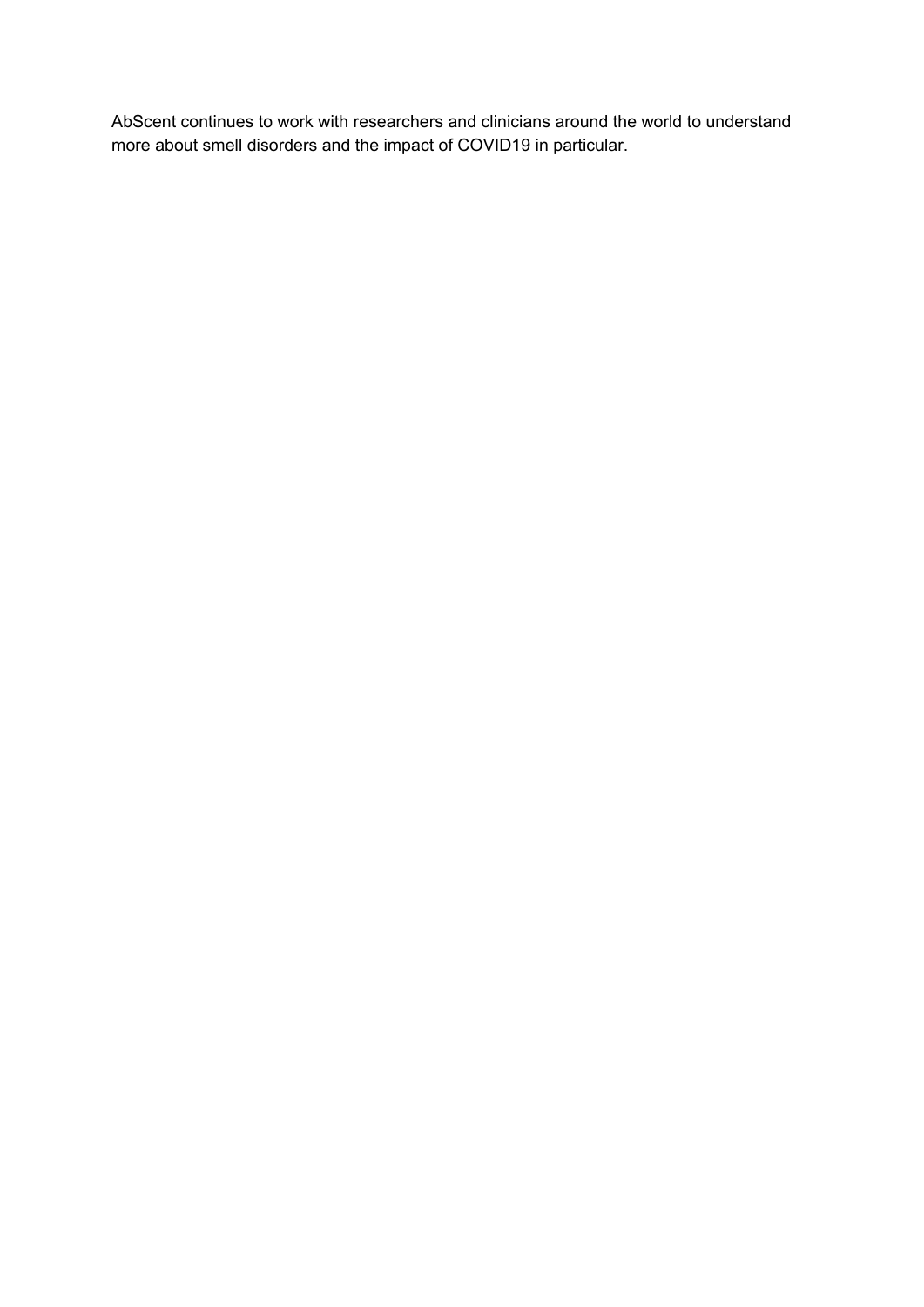AbScent continues to work with researchers and clinicians around the world to understand more about smell disorders and the impact of COVID19 in particular.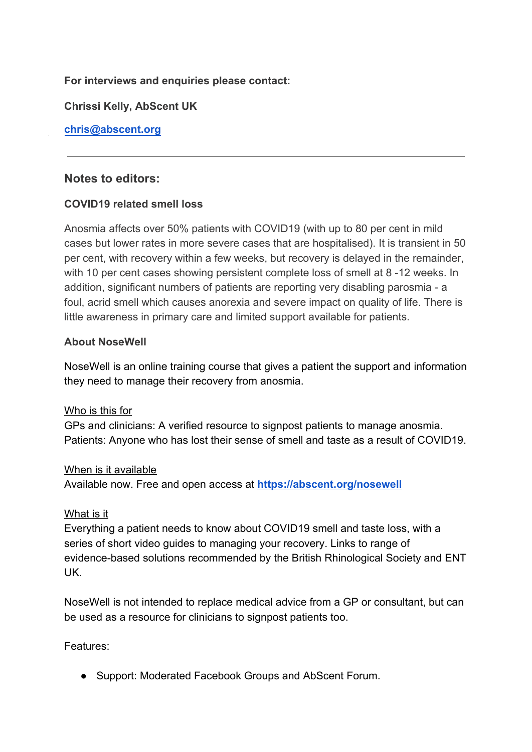**For interviews and enquiries please contact:**

**Chrissi Kelly, AbScent UK**

**[chris@abscent.org](mailto:chris@abscent.org)**

---

## Notes to editors:

**COVID19 related smell loss**

Anosmia affects over 50% patients with COVID19 (with up to 80 per cent in mild cases but lower rates in more severe cases that are hospitalised). It is transient in 50 per cent, with recovery within a few weeks, but recovery is delayed in the remainder, with 10 per cent cases showing persistent complete loss of smell at 8 -12 weeks. In addition, significant numbers of patients are reporting very disabling parosmia - a foul, acrid smell which causes anorexia and severe impact on quality of life. There is little awareness in primary care and limited support available for patients.

**About NoseWell**

NoseWell is an online training course that gives a patient the support and information they need to manage their recovery from anosmia.

<u>Who is this for</u>
GPs and clinicians: A verified resource to signpost patients to manage anosmia.
Patients: Anyone who has lost their sense of smell and taste as a result of COVID19.

<u>When is it available</u>
Available now. Free and open access at **[https://abscent.org/nosewell](https://abscent.org/nosewell)**

<u>What is it</u>
Everything a patient needs to know about COVID19 smell and taste loss, with a series of short video guides to managing your recovery. Links to range of evidence-based solutions recommended by the British Rhinological Society and ENT UK.

NoseWell is not intended to replace medical advice from a GP or consultant, but can be used as a resource for clinicians to signpost patients too.

Features:

- Support: Moderated Facebook Groups and AbScent Forum.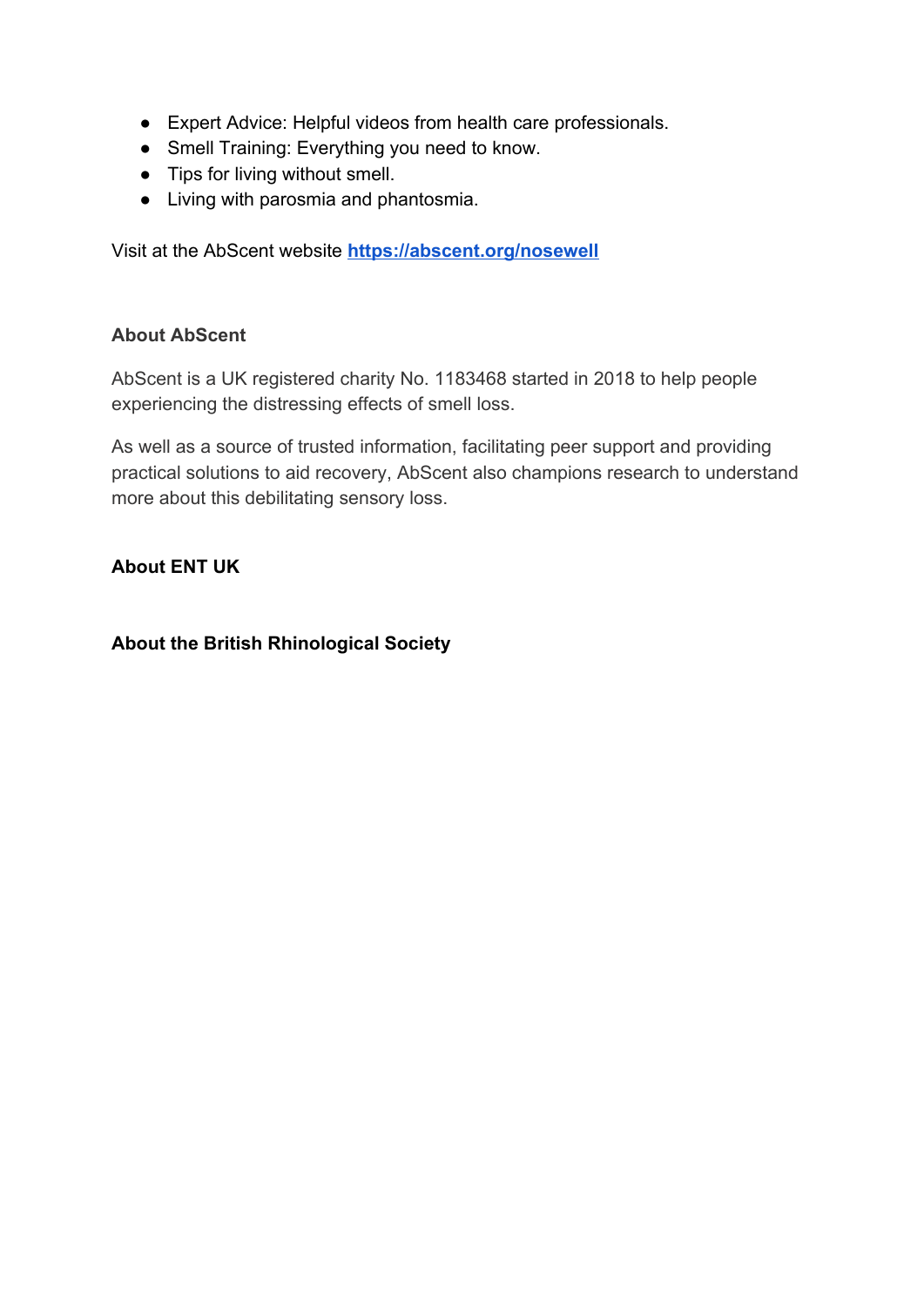- Expert Advice: Helpful videos from health care professionals.
- Smell Training: Everything you need to know.
- Tips for living without smell.
- Living with parosmia and phantosmia.

Visit at the AbScent website **https://abscent.org/nosewell**

**About AbScent**

AbScent is a UK registered charity No. 1183468 started in 2018 to help people experiencing the distressing effects of smell loss.

As well as a source of trusted information, facilitating peer support and providing practical solutions to aid recovery, AbScent also champions research to understand more about this debilitating sensory loss.

**About ENT UK**

**About the British Rhinological Society**